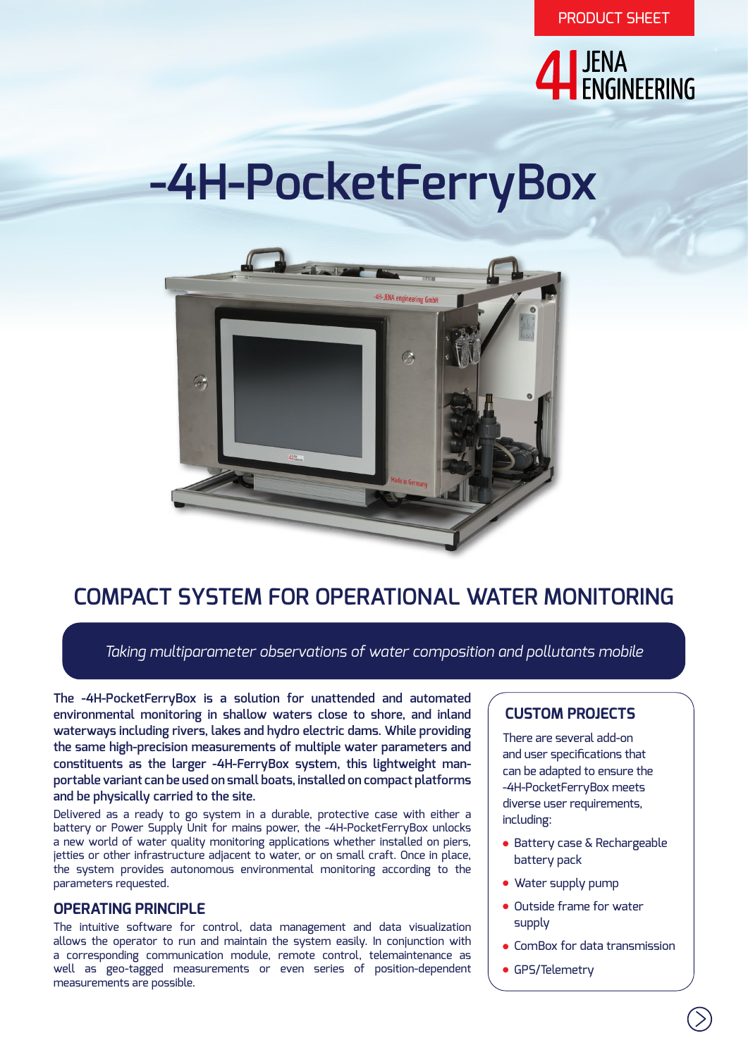PRODUCT SHEET

4H JENA ENGINEERING

# -4H-PocketFerryBox

## COMPACT SYSTEM FOR OPERATIONAL WATER MONITORING

*Taking multiparameter observations of water composition and pollutants mobile*

**The -4H-PocketFerryBox is a solution for unattended and automated environmental monitoring in shallow waters close to shore, and inland waterways including rivers, lakes and hydro electric dams. While providing the same high-precision measurements of multiple water parameters and constituents as the larger -4H-FerryBox system, this lightweight man-portable variant can be used on small boats, installed on compact platforms and be physically carried to the site.**

Delivered as a ready to go system in a durable, protective case with either a battery or Power Supply Unit for mains power, the -4H-PocketFerryBox unlocks a new world of water quality monitoring applications whether installed on piers, jetties or other infrastructure adjacent to water, or on small craft. Once in place, the system provides autonomous environmental monitoring according to the parameters requested.

### OPERATING PRINCIPLE

The intuitive software for control, data management and data visualization allows the operator to run and maintain the system easily. In conjunction with a corresponding communication module, remote control, telemaintenance as well as geo-tagged measurements or even series of position-dependent measurements are possible.

### CUSTOM PROJECTS

There are several add-on and user specifications that can be adapted to ensure the -4H-PocketFerryBox meets diverse user requirements, including:

- Battery case & Rechargeable battery pack
- Water supply pump
- Outside frame for water supply
- ComBox for data transmission
- GPS/Telemetry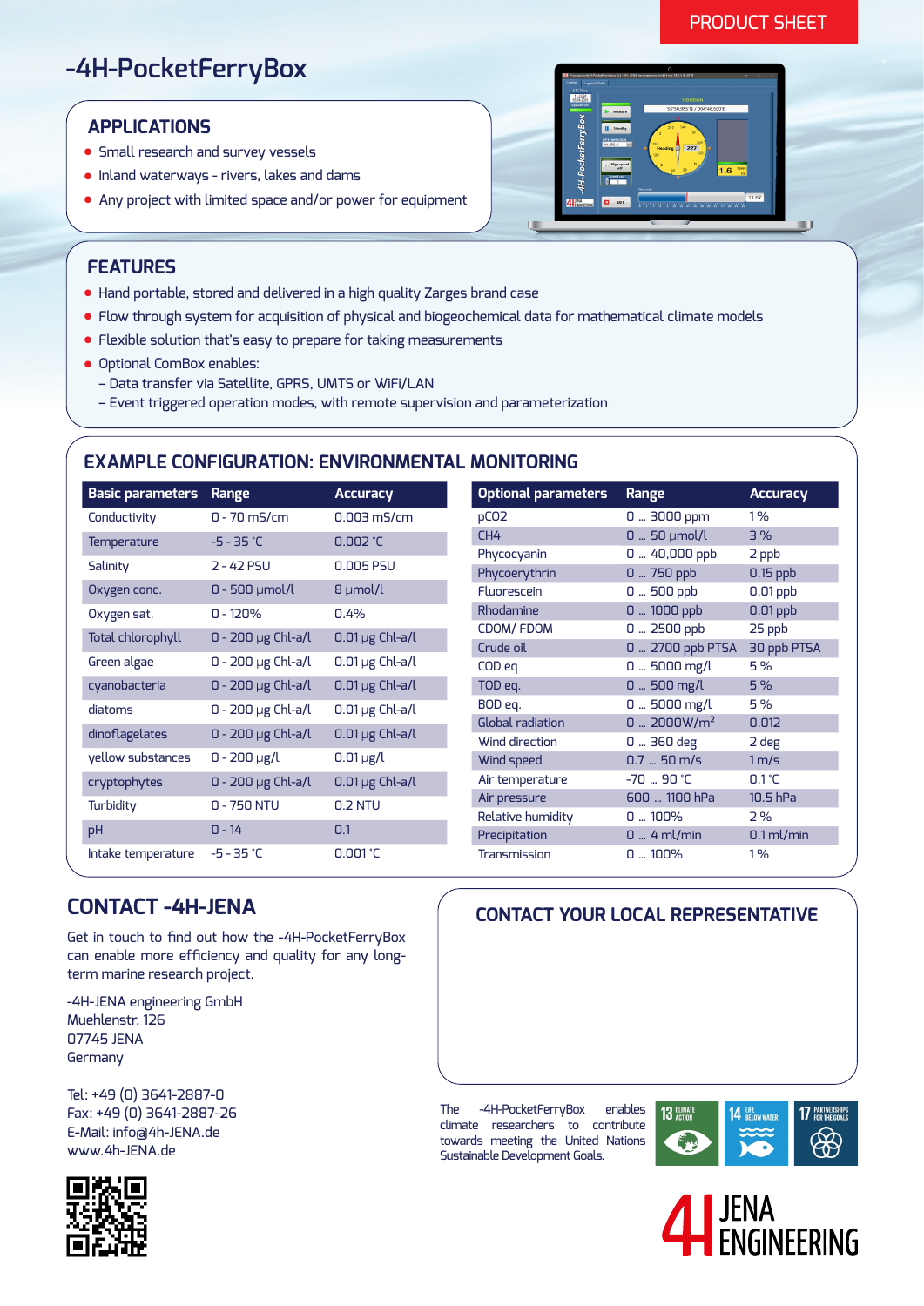PRODUCT SHEET

# -4H-PocketFerryBox

## APPLICATIONS

- Small research and survey vessels
- Inland waterways - rivers, lakes and dams
- Any project with limited space and/or power for equipment

## FEATURES

- Hand portable, stored and delivered in a high quality Zarges brand case
- Flow through system for acquisition of physical and biogeochemical data for mathematical climate models
- Flexible solution that's easy to prepare for taking measurements
- Optional ComBox enables:
  - Data transfer via Satellite, GPRS, UMTS or WiFi/LAN
  - Event triggered operation modes, with remote supervision and parameterization

## EXAMPLE CONFIGURATION: ENVIRONMENTAL MONITORING

| Basic parameters | Range | Accuracy |
|---|---|---|
| Conductivity | 0 - 70 mS/cm | 0.003 mS/cm |
| Temperature | -5 - 35 °C | 0.002 °C |
| Salinity | 2 - 42 PSU | 0.005 PSU |
| Oxygen conc. | 0 - 500 µmol/l | 8 µmol/l |
| Oxygen sat. | 0 - 120% | 0.4% |
| Total chlorophyll | 0 - 200 µg Chl-a/l | 0.01 µg Chl-a/l |
| Green algae | 0 - 200 µg Chl-a/l | 0.01 µg Chl-a/l |
| cyanobacteria | 0 - 200 µg Chl-a/l | 0.01 µg Chl-a/l |
| diatoms | 0 - 200 µg Chl-a/l | 0.01 µg Chl-a/l |
| dinoflagelates | 0 - 200 µg Chl-a/l | 0.01 µg Chl-a/l |
| yellow substances | 0 - 200 µg/l | 0.01 µg/l |
| cryptophytes | 0 - 200 µg Chl-a/l | 0.01 µg Chl-a/l |
| Turbidity | 0 - 750 NTU | 0.2 NTU |
| pH | 0 - 14 | 0.1 |
| Intake temperature | -5 - 35 °C | 0.001 °C |

| Optional parameters | Range | Accuracy |
|---|---|---|
| pCO2 | 0 ... 3000 ppm | 1 % |
| CH4 | 0 ... 50 µmol/l | 3 % |
| Phycocyanin | 0 ... 40,000 ppb | 2 ppb |
| Phycoerythrin | 0 ... 750 ppb | 0.15 ppb |
| Fluorescein | 0 ... 500 ppb | 0.01 ppb |
| Rhodamine | 0 ... 1000 ppb | 0.01 ppb |
| CDOM/ FDOM | 0 ... 2500 ppb | 25 ppb |
| Crude oil | 0 ... 2700 ppb PTSA | 30 ppb PTSA |
| COD eq | 0 ... 5000 mg/l | 5 % |
| TOD eq. | 0 ... 500 mg/l | 5 % |
| BOD eq. | 0 ... 5000 mg/l | 5 % |
| Global radiation | 0 ... 2000W/m² | 0.012 |
| Wind direction | 0 ... 360 deg | 2 deg |
| Wind speed | 0.7 ... 50 m/s | 1 m/s |
| Air temperature | -70 ... 90 °C | 0.1 °C |
| Air pressure | 600 ... 1100 hPa | 10.5 hPa |
| Relative humidity | 0 ... 100% | 2 % |
| Precipitation | 0 ... 4 ml/min | 0.1 ml/min |
| Transmission | 0 ... 100% | 1 % |

## CONTACT -4H-JENA

Get in touch to find out how the -4H-PocketFerryBox can enable more efficiency and quality for any long-term marine research project.

-4H-JENA engineering GmbH
Muehlenstr. 126
07745 JENA
Germany

Tel: +49 (0) 3641-2887-0
Fax: +49 (0) 3641-2887-26
E-Mail: info@4h-JENA.de
www.4h-JENA.de

## CONTACT YOUR LOCAL REPRESENTATIVE

The -4H-PocketFerryBox enables climate researchers to contribute towards meeting the United Nations Sustainable Development Goals.

13 CLIMATE ACTION
14 LIFE BELOW WATER
17 PARTNERSHIPS FOR THE GOALS

4H JENA ENGINEERING